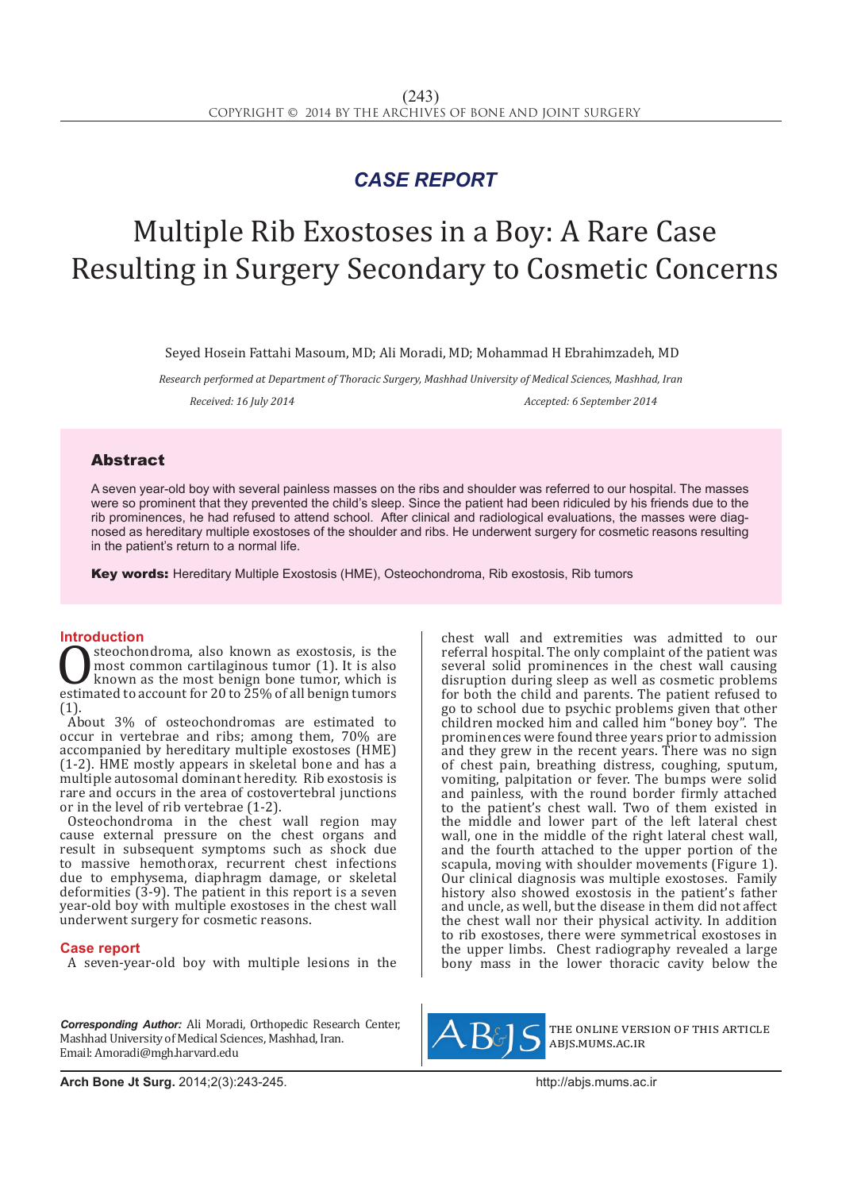*CASE REPORT*

# Multiple Rib Exostoses in a Boy: A Rare Case Resulting in Surgery Secondary to Cosmetic Concerns

Seyed Hosein Fattahi Masoum, MD; Ali Moradi, MD; Mohammad H Ebrahimzadeh, MD

*Research performed at Department of Thoracic Surgery, Mashhad University of Medical Sciences, Mashhad, Iran*

*Received: 16 July 2014* *Accepted: 6 September 2014*

## Abstract

A seven year-old boy with several painless masses on the ribs and shoulder was referred to our hospital. The masses were so prominent that they prevented the child's sleep. Since the patient had been ridiculed by his friends due to the rib prominences, he had refused to attend school. After clinical and radiological evaluations, the masses were diagnosed as hereditary multiple exostoses of the shoulder and ribs. He underwent surgery for cosmetic reasons resulting in the patient's return to a normal life.

**Key words:** Hereditary Multiple Exostosis (HME), Osteochondroma, Rib exostosis, Rib tumors

## Introduction

Osteochondroma, also known as exostosis, is the most common cartilaginous tumor (1). It is also known as the most benign bone tumor, which is estimated to account for 20 to 25% of all benign tumors (1).

About 3% of osteochondromas are estimated to occur in vertebrae and ribs; among them, 70% are accompanied by hereditary multiple exostoses (HME) (1-2). HME mostly appears in skeletal bone and has a multiple autosomal dominant heredity. Rib exostosis is rare and occurs in the area of costovertebral junctions or in the level of rib vertebrae (1-2).

Osteochondroma in the chest wall region may cause external pressure on the chest organs and result in subsequent symptoms such as shock due to massive hemothorax, recurrent chest infections due to emphysema, diaphragm damage, or skeletal deformities (3-9). The patient in this report is a seven year-old boy with multiple exostoses in the chest wall underwent surgery for cosmetic reasons.

## Case report

A seven-year-old boy with multiple lesions in the chest wall and extremities was admitted to our referral hospital. The only complaint of the patient was several solid prominences in the chest wall causing disruption during sleep as well as cosmetic problems for both the child and parents. The patient refused to go to school due to psychic problems given that other children mocked him and called him "boney boy". The prominences were found three years prior to admission and they grew in the recent years. There was no sign of chest pain, breathing distress, coughing, sputum, vomiting, palpitation or fever. The bumps were solid and painless, with the round border firmly attached to the patient's chest wall. Two of them existed in the middle and lower part of the left lateral chest wall, one in the middle of the right lateral chest wall, and the fourth attached to the upper portion of the scapula, moving with shoulder movements (Figure 1). Our clinical diagnosis was multiple exostoses. Family history also showed exostosis in the patient's father and uncle, as well, but the disease in them did not affect the chest wall nor their physical activity. In addition to rib exostoses, there were symmetrical exostoses in the upper limbs. Chest radiography revealed a large bony mass in the lower thoracic cavity below the

*Corresponding Author:* Ali Moradi, Orthopedic Research Center, Mashhad University of Medical Sciences, Mashhad, Iran.
Email: Amoradi@mgh.harvard.edu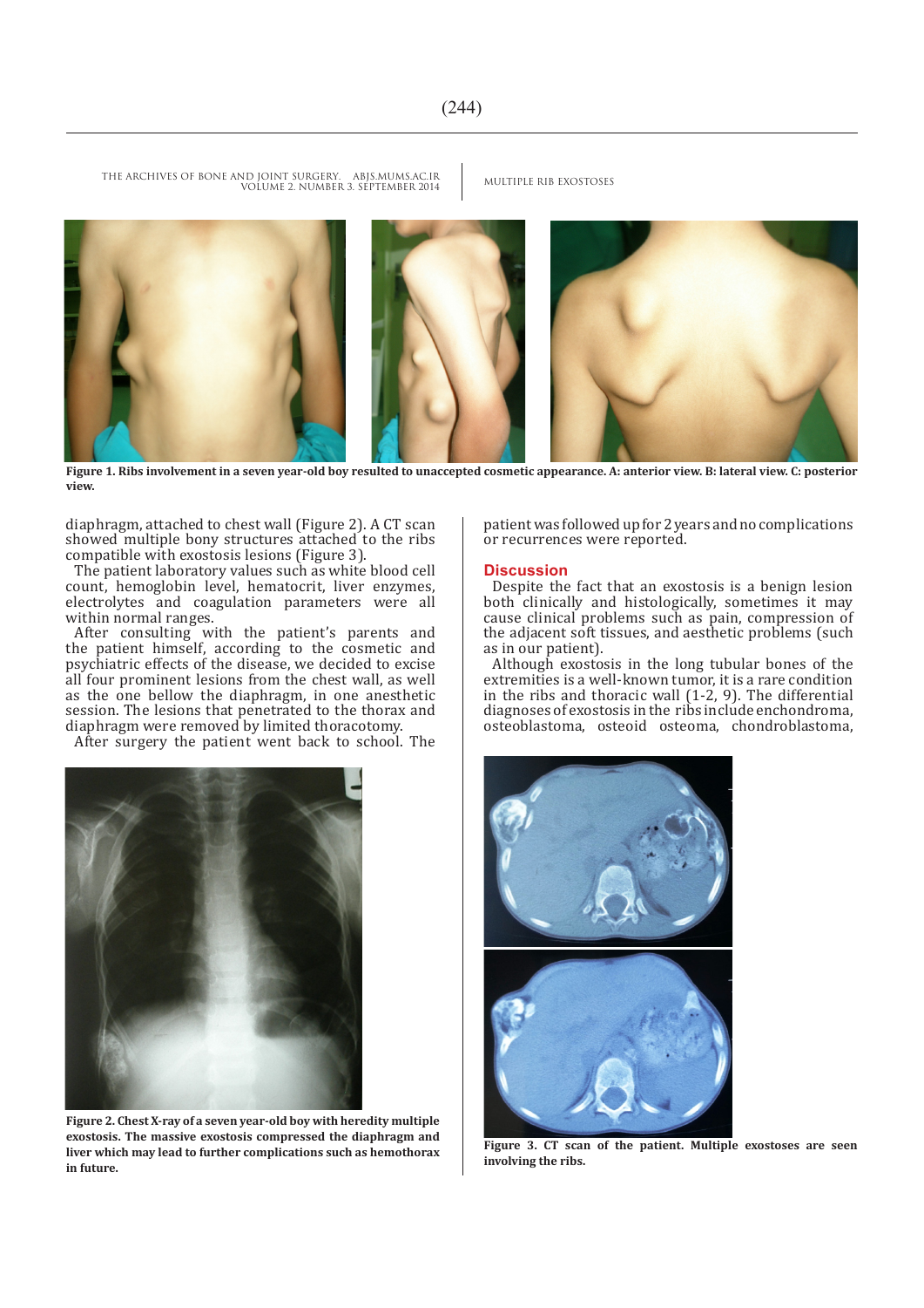Figure 1. Ribs involvement in a seven year-old boy resulted to unaccepted cosmetic appearance. A: anterior view. B: lateral view. C: posterior view.

diaphragm, attached to chest wall (Figure 2). A CT scan showed multiple bony structures attached to the ribs compatible with exostosis lesions (Figure 3).

The patient laboratory values such as white blood cell count, hemoglobin level, hematocrit, liver enzymes, electrolytes and coagulation parameters were all within normal ranges.

After consulting with the patient's parents and the patient himself, according to the cosmetic and psychiatric effects of the disease, we decided to excise all four prominent lesions from the chest wall, as well as the one bellow the diaphragm, in one anesthetic session. The lesions that penetrated to the thorax and diaphragm were removed by limited thoracotomy.

After surgery the patient went back to school. The patient was followed up for 2 years and no complications or recurrences were reported.

Figure 2. Chest X-ray of a seven year-old boy with heredity multiple exostosis. The massive exostosis compressed the diaphragm and liver which may lead to further complications such as hemothorax in future.

## Discussion

Despite the fact that an exostosis is a benign lesion both clinically and histologically, sometimes it may cause clinical problems such as pain, compression of the adjacent soft tissues, and aesthetic problems (such as in our patient).

Although exostosis in the long tubular bones of the extremities is a well-known tumor, it is a rare condition in the ribs and thoracic wall (1-2, 9). The differential diagnoses of exostosis in the ribs include enchondroma, osteoblastoma, osteoid osteoma, chondroblastoma,

Figure 3. CT scan of the patient. Multiple exostoses are seen involving the ribs.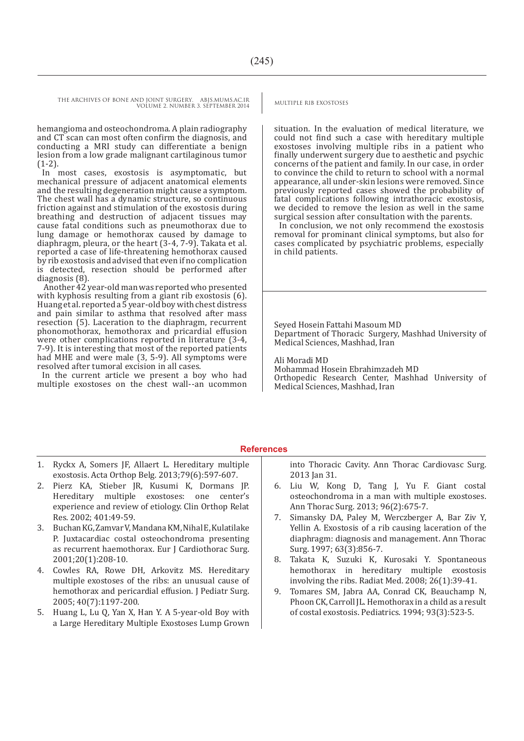hemangioma and osteochondroma. A plain radiography and CT scan can most often confirm the diagnosis, and conducting a MRI study can differentiate a benign lesion from a low grade malignant cartilaginous tumor (1-2).

In most cases, exostosis is asymptomatic, but mechanical pressure of adjacent anatomical elements and the resulting degeneration might cause a symptom. The chest wall has a dynamic structure, so continuous friction against and stimulation of the exostosis during breathing and destruction of adjacent tissues may cause fatal conditions such as pneumothorax due to lung damage or hemothorax caused by damage to diaphragm, pleura, or the heart (3-4, 7-9). Takata et al. reported a case of life-threatening hemothorax caused by rib exostosis and advised that even if no complication is detected, resection should be performed after diagnosis (8).

Another 42 year-old man was reported who presented with kyphosis resulting from a giant rib exostosis (6). Huang et al. reported a 5 year-old boy with chest distress and pain similar to asthma that resolved after mass resection (5). Laceration to the diaphragm, recurrent phonomothorax, hemothorax and pricardial effusion were other complications reported in literature (3-4, 7-9). It is interesting that most of the reported patients had MHE and were male (3, 5-9). All symptoms were resolved after tumoral excision in all cases.

In the current article we present a boy who had multiple exostoses on the chest wall--an ucommon situation. In the evaluation of medical literature, we could not find such a case with hereditary multiple exostoses involving multiple ribs in a patient who finally underwent surgery due to aesthetic and psychic concerns of the patient and family. In our case, in order to convince the child to return to school with a normal appearance, all under-skin lesions were removed. Since previously reported cases showed the probability of fatal complications following intrathoracic exostosis, we decided to remove the lesion as well in the same surgical session after consultation with the parents.

In conclusion, we not only recommend the exostosis removal for prominant clinical symptoms, but also for cases complicated by psychiatric problems, especially in child patients.

Seyed Hosein Fattahi Masoum MD
Department of Thoracic Surgery, Mashhad University of Medical Sciences, Mashhad, Iran

Ali Moradi MD
Mohammad Hosein Ebrahimzadeh MD
Orthopedic Research Center, Mashhad University of Medical Sciences, Mashhad, Iran

## References

1. Ryckx A, Somers JF, Allaert L. Hereditary multiple exostosis. Acta Orthop Belg. 2013;79(6):597-607.
2. Pierz KA, Stieber JR, Kusumi K, Dormans JP. Hereditary multiple exostoses: one center's experience and review of etiology. Clin Orthop Relat Res. 2002; 401:49-59.
3. Buchan KG, Zamvar V, Mandana KM, Nihal E, Kulatilake P. Juxtacardiac costal osteochondroma presenting as recurrent haemothorax. Eur J Cardiothorac Surg. 2001;20(1):208-10.
4. Cowles RA, Rowe DH, Arkovitz MS. Hereditary multiple exostoses of the ribs: an unusual cause of hemothorax and pericardial effusion. J Pediatr Surg. 2005; 40(7):1197-200.
5. Huang L, Lu Q, Yan X, Han Y. A 5-year-old Boy with a Large Hereditary Multiple Exostoses Lump Grown into Thoracic Cavity. Ann Thorac Cardiovasc Surg. 2013 Jan 31.
6. Liu W, Kong D, Tang J, Yu F. Giant costal osteochondroma in a man with multiple exostoses. Ann Thorac Surg. 2013; 96(2):675-7.
7. Simansky DA, Paley M, Werczberger A, Bar Ziv Y, Yellin A. Exostosis of a rib causing laceration of the diaphragm: diagnosis and management. Ann Thorac Surg. 1997; 63(3):856-7.
8. Takata K, Suzuki K, Kurosaki Y. Spontaneous hemothorax in hereditary multiple exostosis involving the ribs. Radiat Med. 2008; 26(1):39-41.
9. Tomares SM, Jabra AA, Conrad CK, Beauchamp N, Phoon CK, Carroll JL. Hemothorax in a child as a result of costal exostosis. Pediatrics. 1994; 93(3):523-5.